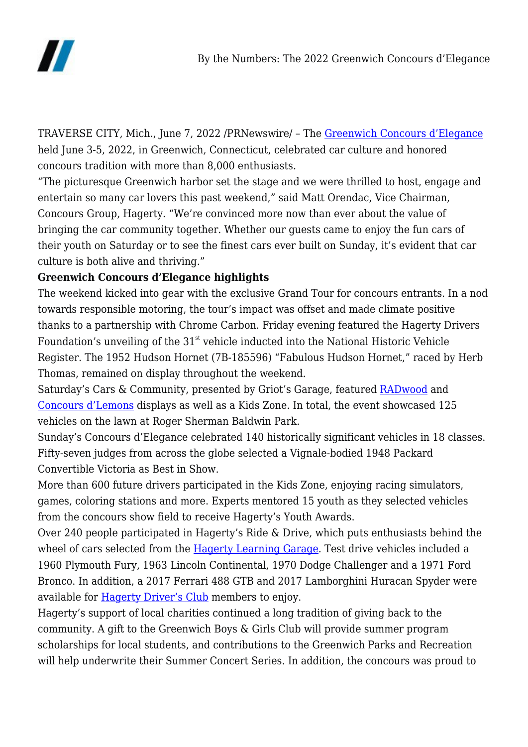# By the Numbers: The 2022 Greenwich Concours d'Elegance

TRAVERSE CITY, Mich., June 7, 2022 /PRNewswire/ – The [Greenwich Concours d'Elegance] held June 3-5, 2022, in Greenwich, Connecticut, celebrated car culture and honored concours tradition with more than 8,000 enthusiasts.

"The picturesque Greenwich harbor set the stage and we were thrilled to host, engage and entertain so many car lovers this past weekend," said Matt Orendac, Vice Chairman, Concours Group, Hagerty. "We're convinced more now than ever about the value of bringing the car community together. Whether our guests came to enjoy the fun cars of their youth on Saturday or to see the finest cars ever built on Sunday, it's evident that car culture is both alive and thriving."

**Greenwich Concours d'Elegance highlights**

The weekend kicked into gear with the exclusive Grand Tour for concours entrants. In a nod towards responsible motoring, the tour's impact was offset and made climate positive thanks to a partnership with Chrome Carbon. Friday evening featured the Hagerty Drivers Foundation's unveiling of the 31st vehicle inducted into the National Historic Vehicle Register. The 1952 Hudson Hornet (7B-185596) "Fabulous Hudson Hornet," raced by Herb Thomas, remained on display throughout the weekend.

Saturday's Cars & Community, presented by Griot's Garage, featured RADwood and Concours d'Lemons displays as well as a Kids Zone. In total, the event showcased 125 vehicles on the lawn at Roger Sherman Baldwin Park.

Sunday's Concours d'Elegance celebrated 140 historically significant vehicles in 18 classes. Fifty-seven judges from across the globe selected a Vignale-bodied 1948 Packard Convertible Victoria as Best in Show.

More than 600 future drivers participated in the Kids Zone, enjoying racing simulators, games, coloring stations and more. Experts mentored 15 youth as they selected vehicles from the concours show field to receive Hagerty's Youth Awards.

Over 240 people participated in Hagerty's Ride & Drive, which puts enthusiasts behind the wheel of cars selected from the Hagerty Learning Garage. Test drive vehicles included a 1960 Plymouth Fury, 1963 Lincoln Continental, 1970 Dodge Challenger and a 1971 Ford Bronco. In addition, a 2017 Ferrari 488 GTB and 2017 Lamborghini Huracan Spyder were available for Hagerty Driver's Club members to enjoy.

Hagerty's support of local charities continued a long tradition of giving back to the community. A gift to the Greenwich Boys & Girls Club will provide summer program scholarships for local students, and contributions to the Greenwich Parks and Recreation will help underwrite their Summer Concert Series. In addition, the concours was proud to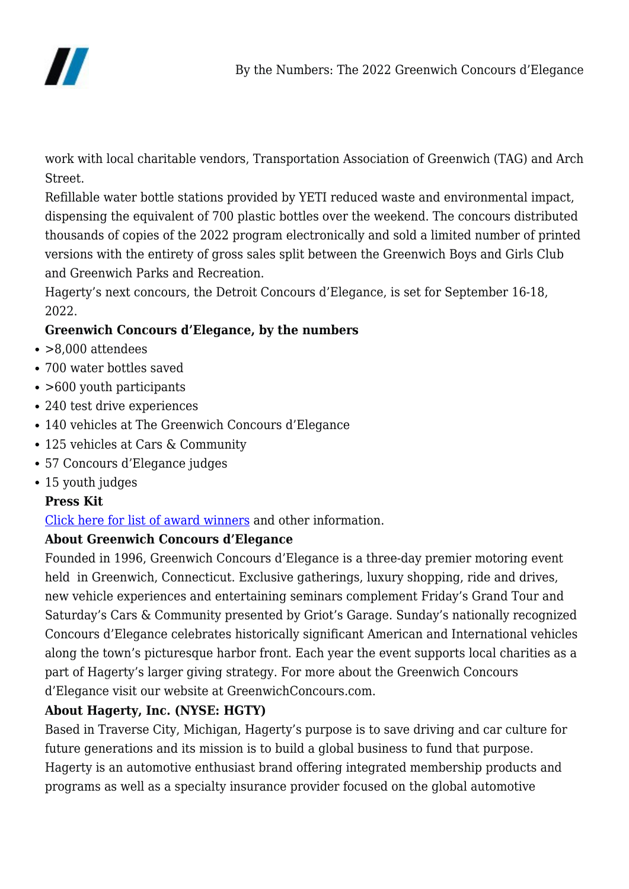work with local charitable vendors, Transportation Association of Greenwich (TAG) and Arch Street.

Refillable water bottle stations provided by YETI reduced waste and environmental impact, dispensing the equivalent of 700 plastic bottles over the weekend. The concours distributed thousands of copies of the 2022 program electronically and sold a limited number of printed versions with the entirety of gross sales split between the Greenwich Boys and Girls Club and Greenwich Parks and Recreation.

Hagerty's next concours, the Detroit Concours d'Elegance, is set for September 16-18, 2022.

**Greenwich Concours d'Elegance, by the numbers**

- >8,000 attendees
- 700 water bottles saved
- >600 youth participants
- 240 test drive experiences
- 140 vehicles at The Greenwich Concours d'Elegance
- 125 vehicles at Cars & Community
- 57 Concours d'Elegance judges
- 15 youth judges

**Press Kit**

Click here for list of award winners and other information.

**About Greenwich Concours d'Elegance**

Founded in 1996, Greenwich Concours d'Elegance is a three-day premier motoring event held in Greenwich, Connecticut. Exclusive gatherings, luxury shopping, ride and drives, new vehicle experiences and entertaining seminars complement Friday's Grand Tour and Saturday's Cars & Community presented by Griot's Garage. Sunday's nationally recognized Concours d'Elegance celebrates historically significant American and International vehicles along the town's picturesque harbor front. Each year the event supports local charities as a part of Hagerty's larger giving strategy. For more about the Greenwich Concours d'Elegance visit our website at GreenwichConcours.com.

**About Hagerty, Inc. (NYSE: HGTY)**

Based in Traverse City, Michigan, Hagerty's purpose is to save driving and car culture for future generations and its mission is to build a global business to fund that purpose. Hagerty is an automotive enthusiast brand offering integrated membership products and programs as well as a specialty insurance provider focused on the global automotive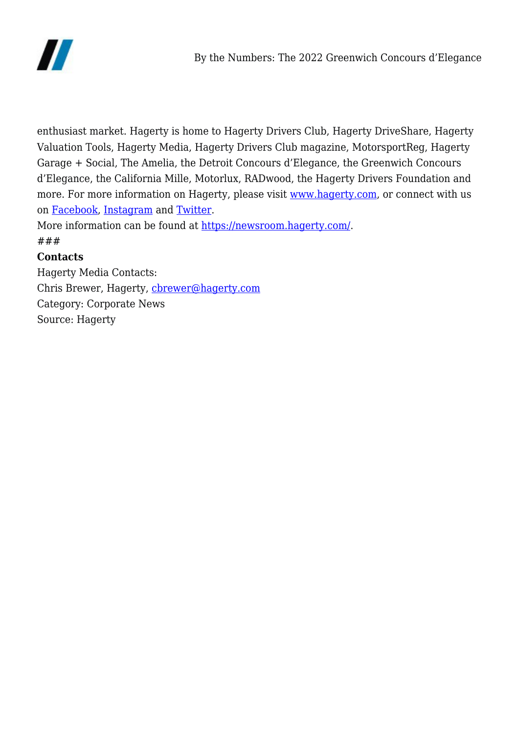enthusiast market. Hagerty is home to Hagerty Drivers Club, Hagerty DriveShare, Hagerty Valuation Tools, Hagerty Media, Hagerty Drivers Club magazine, MotorsportReg, Hagerty Garage + Social, The Amelia, the Detroit Concours d'Elegance, the Greenwich Concours d'Elegance, the California Mille, Motorlux, RADwood, the Hagerty Drivers Foundation and more. For more information on Hagerty, please visit [www.hagerty.com](www.hagerty.com), or connect with us on [Facebook](), [Instagram]() and [Twitter]().

More information can be found at [https://newsroom.hagerty.com/](https://newsroom.hagerty.com/).

###

**Contacts**

Hagerty Media Contacts:

Chris Brewer, Hagerty, [cbrewer@hagerty.com](mailto:cbrewer@hagerty.com)

Category: Corporate News

Source: Hagerty